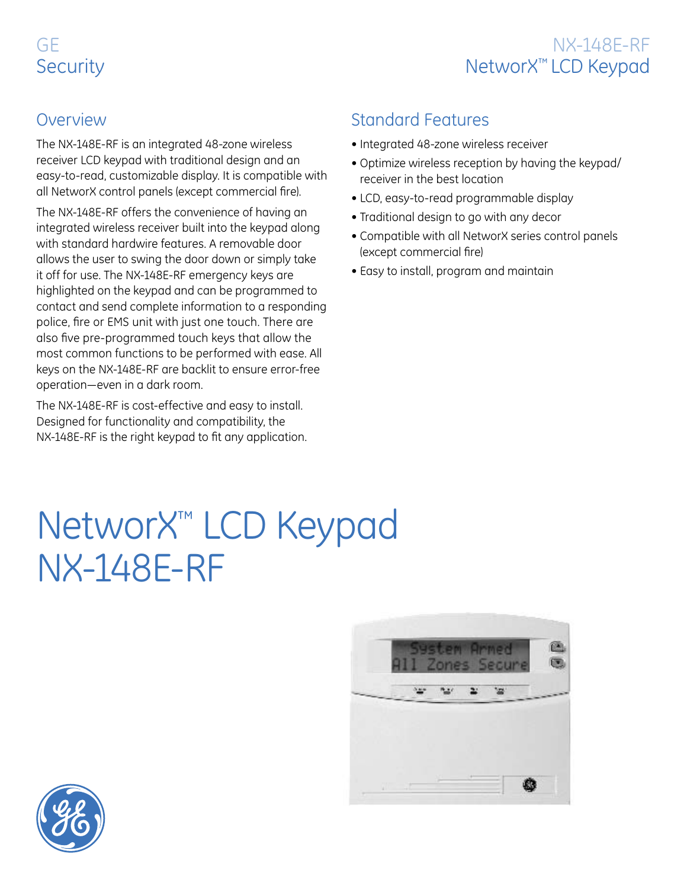GE
Security

NX-148E-RF
NetworX™ LCD Keypad

## Overview

The NX-148E-RF is an integrated 48-zone wireless receiver LCD keypad with traditional design and an easy-to-read, customizable display. It is compatible with all NetworX control panels (except commercial fire).

The NX-148E-RF offers the convenience of having an integrated wireless receiver built into the keypad along with standard hardwire features. A removable door allows the user to swing the door down or simply take it off for use. The NX-148E-RF emergency keys are highlighted on the keypad and can be programmed to contact and send complete information to a responding police, fire or EMS unit with just one touch. There are also five pre-programmed touch keys that allow the most common functions to be performed with ease. All keys on the NX-148E-RF are backlit to ensure error-free operation—even in a dark room.

The NX-148E-RF is cost-effective and easy to install. Designed for functionality and compatibility, the NX-148E-RF is the right keypad to fit any application.

## Standard Features

- Integrated 48-zone wireless receiver
- Optimize wireless reception by having the keypad/ receiver in the best location
- LCD, easy-to-read programmable display
- Traditional design to go with any decor
- Compatible with all NetworX series control panels (except commercial fire)
- Easy to install, program and maintain

# NetworX™ LCD Keypad NX-148E-RF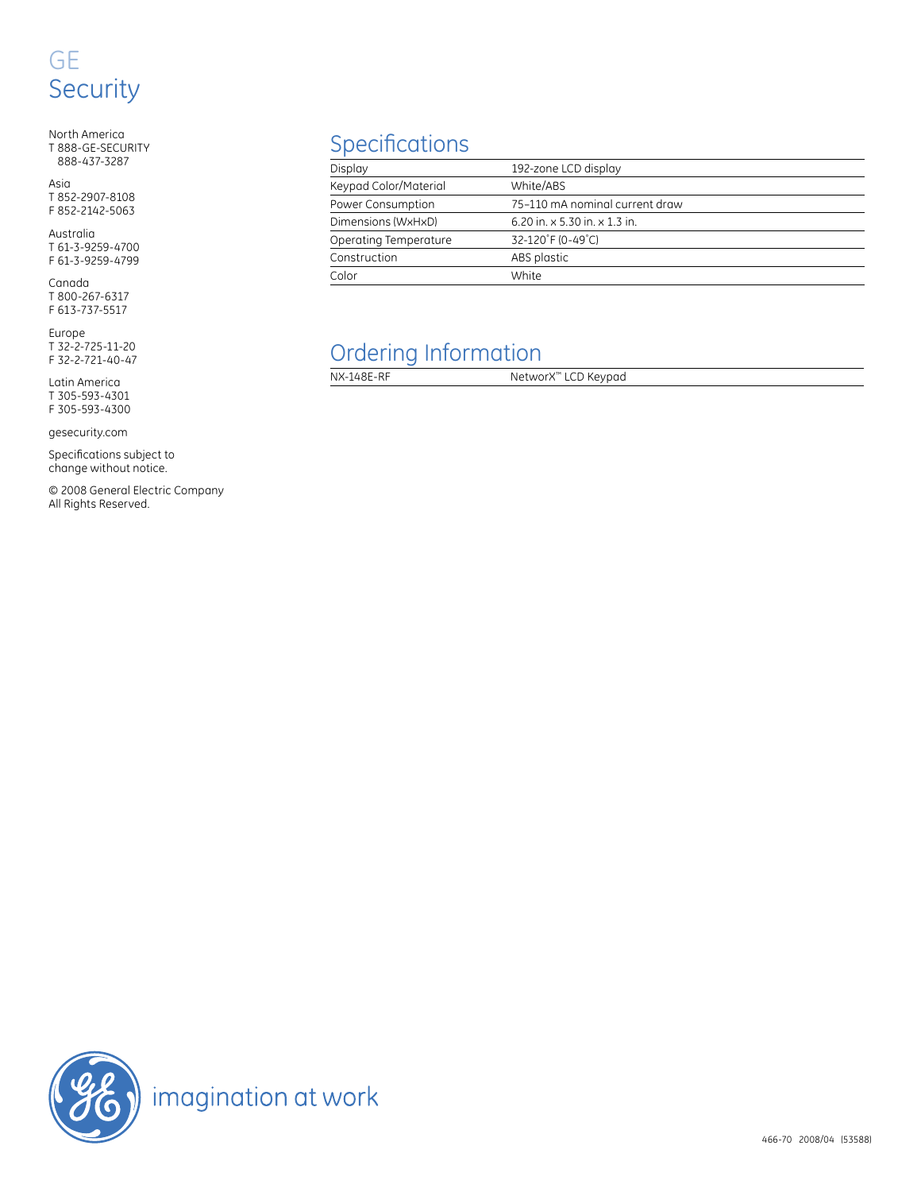# GE Security

North America
T 888-GE-SECURITY
888-437-3287

Asia
T 852-2907-8108
F 852-2142-5063

Australia
T 61-3-9259-4700
F 61-3-9259-4799

Canada
T 800-267-6317
F 613-737-5517

Europe
T 32-2-725-11-20
F 32-2-721-40-47

Latin America
T 305-593-4301
F 305-593-4300

gesecurity.com

Specifications subject to change without notice.

© 2008 General Electric Company
All Rights Reserved.

## Specifications

| | |
|---|---|
| Display | 192-zone LCD display |
| Keypad Color/Material | White/ABS |
| Power Consumption | 75–110 mA nominal current draw |
| Dimensions (WxHxD) | 6.20 in. x 5.30 in. x 1.3 in. |
| Operating Temperature | 32-120˚F (0-49˚C) |
| Construction | ABS plastic |
| Color | White |

## Ordering Information

| | |
|---|---|
| NX-148E-RF | NetworX™ LCD Keypad |

imagination at work

466-70 2008/04 (53588)